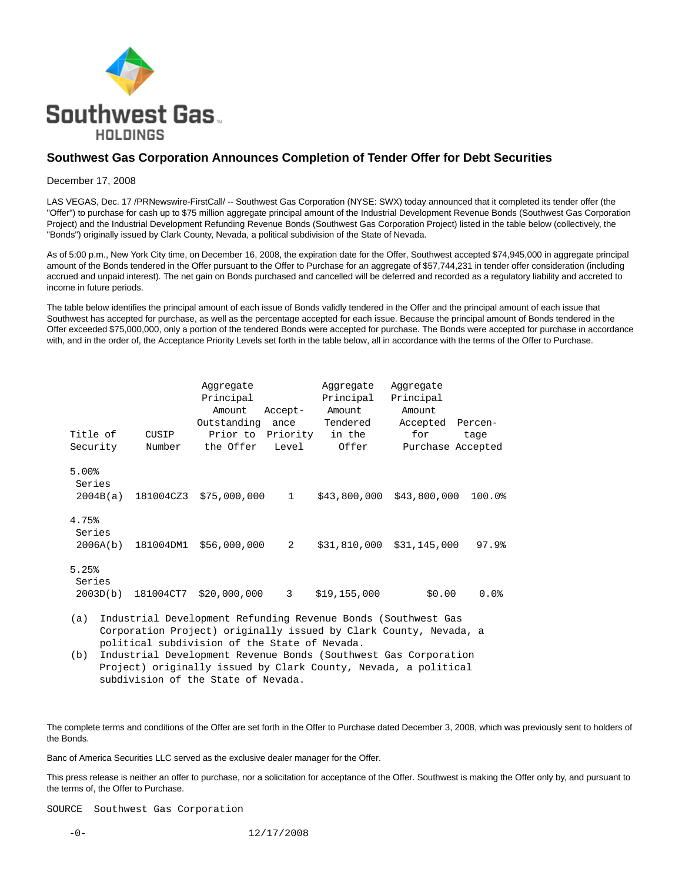Southwest Gas HOLDINGS

## Southwest Gas Corporation Announces Completion of Tender Offer for Debt Securities

December 17, 2008

LAS VEGAS, Dec. 17 /PRNewswire-FirstCall/ -- Southwest Gas Corporation (NYSE: SWX) today announced that it completed its tender offer (the "Offer") to purchase for cash up to $75 million aggregate principal amount of the Industrial Development Revenue Bonds (Southwest Gas Corporation Project) and the Industrial Development Refunding Revenue Bonds (Southwest Gas Corporation Project) listed in the table below (collectively, the "Bonds") originally issued by Clark County, Nevada, a political subdivision of the State of Nevada.

As of 5:00 p.m., New York City time, on December 16, 2008, the expiration date for the Offer, Southwest accepted $74,945,000 in aggregate principal amount of the Bonds tendered in the Offer pursuant to the Offer to Purchase for an aggregate of $57,744,231 in tender offer consideration (including accrued and unpaid interest). The net gain on Bonds purchased and cancelled will be deferred and recorded as a regulatory liability and accreted to income in future periods.

The table below identifies the principal amount of each issue of Bonds validly tendered in the Offer and the principal amount of each issue that Southwest has accepted for purchase, as well as the percentage accepted for each issue. Because the principal amount of Bonds tendered in the Offer exceeded $75,000,000, only a portion of the tendered Bonds were accepted for purchase. The Bonds were accepted for purchase in accordance with, and in the order of, the Acceptance Priority Levels set forth in the table below, all in accordance with the terms of the Offer to Purchase.

| Title of Security | CUSIP Number | Aggregate Principal Amount Outstanding Prior to the Offer | Acceptance Priority Level | Aggregate Principal Amount Tendered in the Offer | Aggregate Principal Amount Accepted for Purchase | Percentage Accepted |
|---|---|---|---|---|---|---|
| 5.00% Series 2004B(a) | 181004CZ3 | $75,000,000 | 1 | $43,800,000 | $43,800,000 | 100.0% |
| 4.75% Series 2006A(b) | 181004DM1 | $56,000,000 | 2 | $31,810,000 | $31,145,000 | 97.9% |
| 5.25% Series 2003D(b) | 181004CT7 | $20,000,000 | 3 | $19,155,000 | $0.00 | 0.0% |

(a) Industrial Development Refunding Revenue Bonds (Southwest Gas Corporation Project) originally issued by Clark County, Nevada, a political subdivision of the State of Nevada.

(b) Industrial Development Revenue Bonds (Southwest Gas Corporation Project) originally issued by Clark County, Nevada, a political subdivision of the State of Nevada.

The complete terms and conditions of the Offer are set forth in the Offer to Purchase dated December 3, 2008, which was previously sent to holders of the Bonds.

Banc of America Securities LLC served as the exclusive dealer manager for the Offer.

This press release is neither an offer to purchase, nor a solicitation for acceptance of the Offer. Southwest is making the Offer only by, and pursuant to the terms of, the Offer to Purchase.

SOURCE Southwest Gas Corporation

-0- 12/17/2008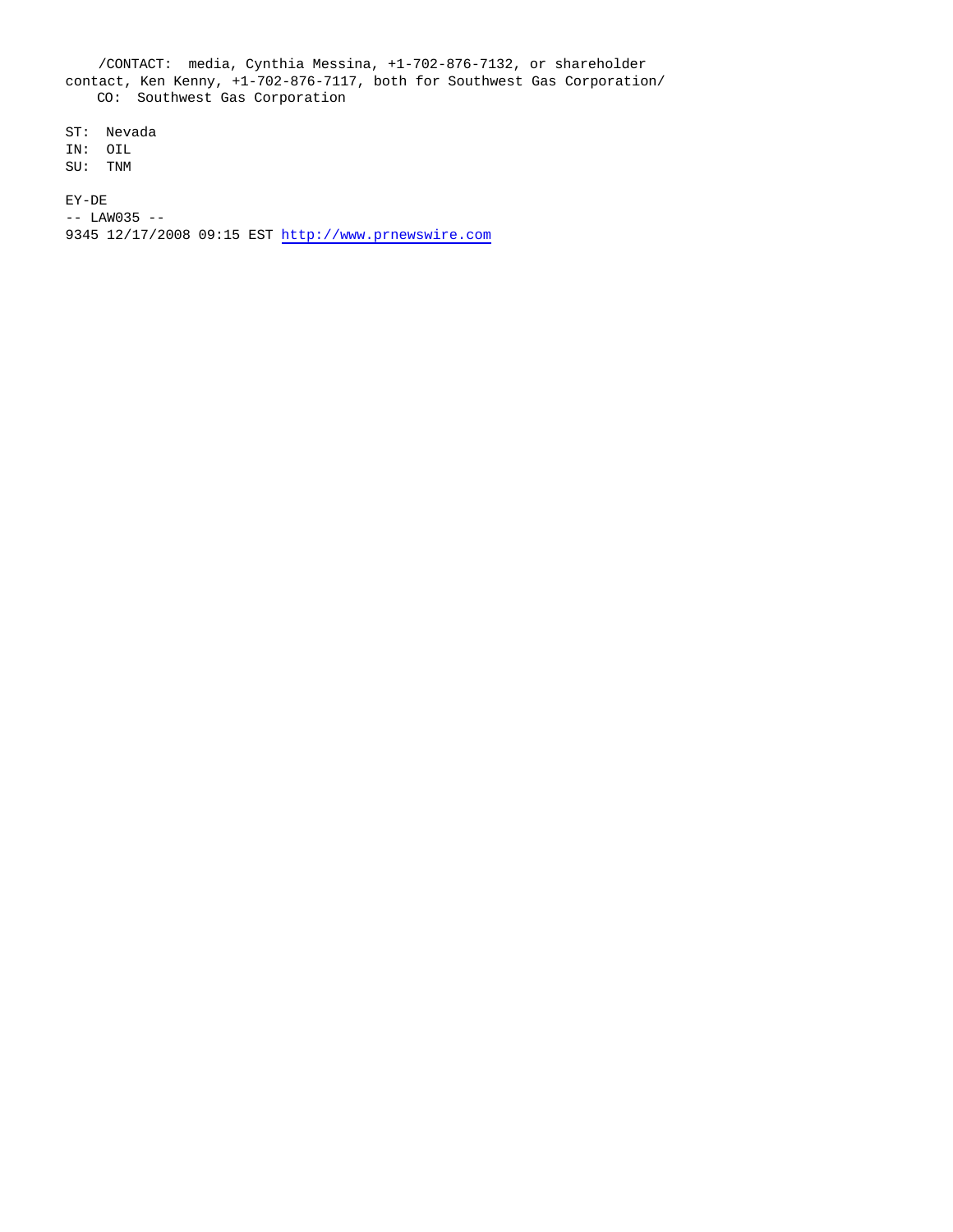/CONTACT: media, Cynthia Messina, +1-702-876-7132, or shareholder contact, Ken Kenny, +1-702-876-7117, both for Southwest Gas Corporation/
CO: Southwest Gas Corporation

ST: Nevada
IN: OIL
SU: TNM

EY-DE
-- LAW035 --
9345 12/17/2008 09:15 EST http://www.prnewswire.com